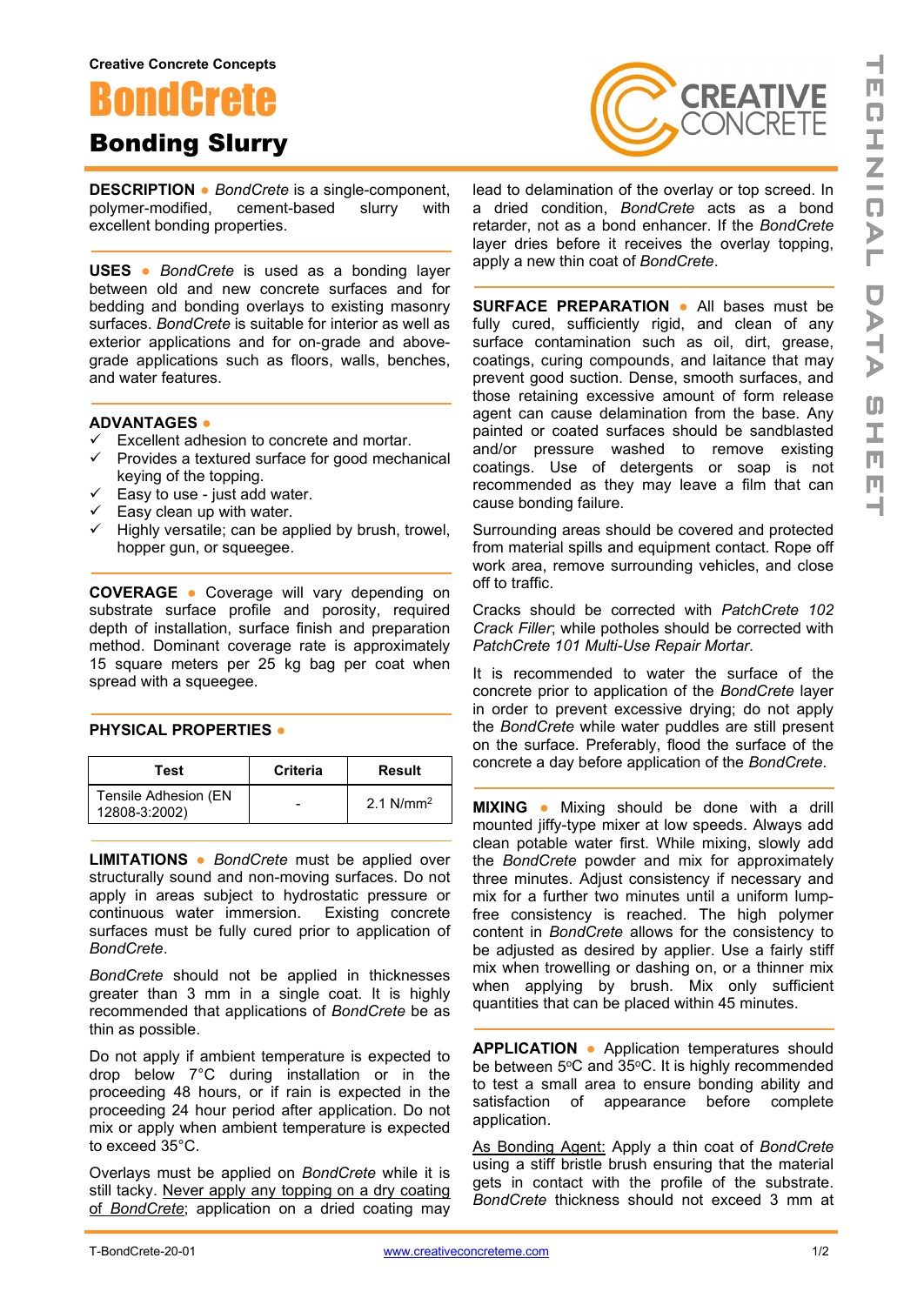Creative Concrete Concepts

# BondCrete

## Bonding Slurry

**DESCRIPTION** ● *BondCrete* is a single-component, polymer-modified, cement-based slurry with excellent bonding properties.

**USES** ● *BondCrete* is used as a bonding layer between old and new concrete surfaces and for bedding and bonding overlays to existing masonry surfaces. *BondCrete* is suitable for interior as well as exterior applications and for on-grade and above-grade applications such as floors, walls, benches, and water features.

**ADVANTAGES** ●

- ✓ Excellent adhesion to concrete and mortar.
- ✓ Provides a textured surface for good mechanical keying of the topping.
- ✓ Easy to use - just add water.
- ✓ Easy clean up with water.
- ✓ Highly versatile; can be applied by brush, trowel, hopper gun, or squeegee.

**COVERAGE** ● Coverage will vary depending on substrate surface profile and porosity, required depth of installation, surface finish and preparation method. Dominant coverage rate is approximately 15 square meters per 25 kg bag per coat when spread with a squeegee.

**PHYSICAL PROPERTIES** ●

| Test | Criteria | Result |
|---|---|---|
| Tensile Adhesion (EN 12808-3:2002) | - | 2.1 N/mm$^2$ |

**LIMITATIONS** ● *BondCrete* must be applied over structurally sound and non-moving surfaces. Do not apply in areas subject to hydrostatic pressure or continuous water immersion. Existing concrete surfaces must be fully cured prior to application of *BondCrete*.

*BondCrete* should not be applied in thicknesses greater than 3 mm in a single coat. It is highly recommended that applications of *BondCrete* be as thin as possible.

Do not apply if ambient temperature is expected to drop below 7°C during installation or in the proceeding 48 hours, or if rain is expected in the proceeding 24 hour period after application. Do not mix or apply when ambient temperature is expected to exceed 35°C.

Overlays must be applied on *BondCrete* while it is still tacky. Never apply any topping on a dry coating of *BondCrete*; application on a dried coating may lead to delamination of the overlay or top screed. In a dried condition, *BondCrete* acts as a bond retarder, not as a bond enhancer. If the *BondCrete* layer dries before it receives the overlay topping, apply a new thin coat of *BondCrete*.

**SURFACE PREPARATION** ● All bases must be fully cured, sufficiently rigid, and clean of any surface contamination such as oil, dirt, grease, coatings, curing compounds, and laitance that may prevent good suction. Dense, smooth surfaces, and those retaining excessive amount of form release agent can cause delamination from the base. Any painted or coated surfaces should be sandblasted and/or pressure washed to remove existing coatings. Use of detergents or soap is not recommended as they may leave a film that can cause bonding failure.

Surrounding areas should be covered and protected from material spills and equipment contact. Rope off work area, remove surrounding vehicles, and close off to traffic.

Cracks should be corrected with *PatchCrete 102 Crack Filler*; while potholes should be corrected with *PatchCrete 101 Multi-Use Repair Mortar*.

It is recommended to water the surface of the concrete prior to application of the *BondCrete* layer in order to prevent excessive drying; do not apply the *BondCrete* while water puddles are still present on the surface. Preferably, flood the surface of the concrete a day before application of the *BondCrete*.

**MIXING** ● Mixing should be done with a drill mounted jiffy-type mixer at low speeds. Always add clean potable water first. While mixing, slowly add the *BondCrete* powder and mix for approximately three minutes. Adjust consistency if necessary and mix for a further two minutes until a uniform lump-free consistency is reached. The high polymer content in *BondCrete* allows for the consistency to be adjusted as desired by applier. Use a fairly stiff mix when trowelling or dashing on, or a thinner mix when applying by brush. Mix only sufficient quantities that can be placed within 45 minutes.

**APPLICATION** ● Application temperatures should be between 5°C and 35°C. It is highly recommended to test a small area to ensure bonding ability and satisfaction of appearance before complete application.

As Bonding Agent: Apply a thin coat of *BondCrete* using a stiff bristle brush ensuring that the material gets in contact with the profile of the substrate. *BondCrete* thickness should not exceed 3 mm at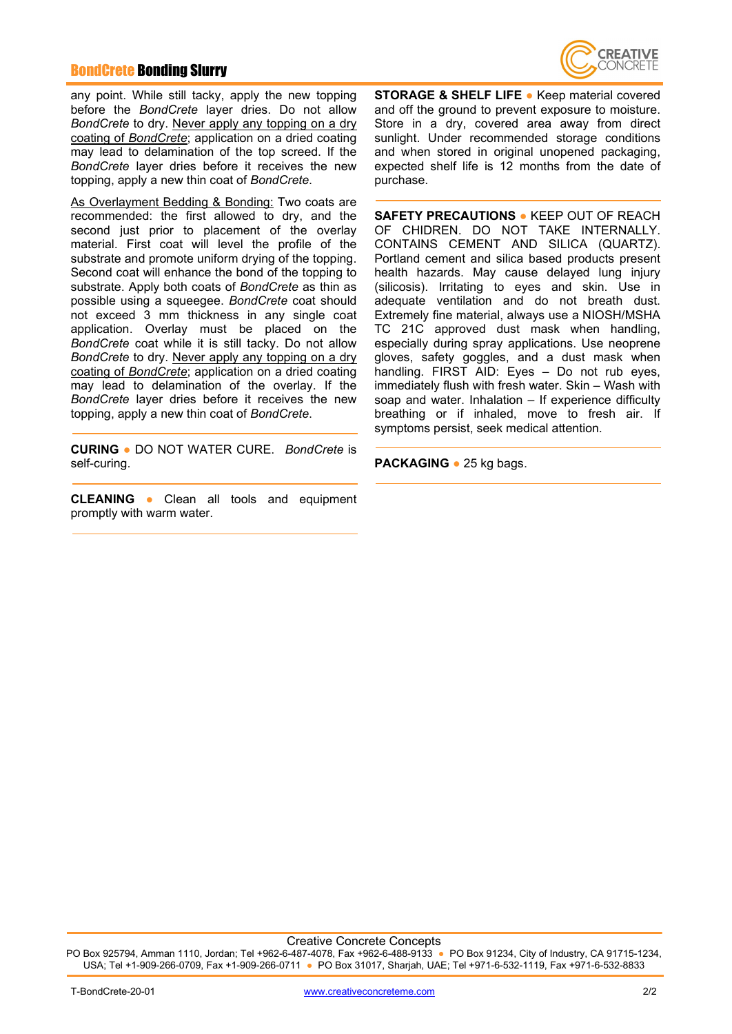any point. While still tacky, apply the new topping before the *BondCrete* layer dries. Do not allow *BondCrete* to dry. Never apply any topping on a dry coating of *BondCrete*; application on a dried coating may lead to delamination of the top screed. If the *BondCrete* layer dries before it receives the new topping, apply a new thin coat of *BondCrete*.

As Overlayment Bedding & Bonding: Two coats are recommended: the first allowed to dry, and the second just prior to placement of the overlay material. First coat will level the profile of the substrate and promote uniform drying of the topping. Second coat will enhance the bond of the topping to substrate. Apply both coats of *BondCrete* as thin as possible using a squeegee. *BondCrete* coat should not exceed 3 mm thickness in any single coat application. Overlay must be placed on the *BondCrete* coat while it is still tacky. Do not allow *BondCrete* to dry. Never apply any topping on a dry coating of *BondCrete*; application on a dried coating may lead to delamination of the overlay. If the *BondCrete* layer dries before it receives the new topping, apply a new thin coat of *BondCrete*.

**CURING** ● DO NOT WATER CURE. *BondCrete* is self-curing.

**CLEANING** ● Clean all tools and equipment promptly with warm water.

**STORAGE & SHELF LIFE** ● Keep material covered and off the ground to prevent exposure to moisture. Store in a dry, covered area away from direct sunlight. Under recommended storage conditions and when stored in original unopened packaging, expected shelf life is 12 months from the date of purchase.

**SAFETY PRECAUTIONS** ● KEEP OUT OF REACH OF CHIDREN. DO NOT TAKE INTERNALLY. CONTAINS CEMENT AND SILICA (QUARTZ). Portland cement and silica based products present health hazards. May cause delayed lung injury (silicosis). Irritating to eyes and skin. Use in adequate ventilation and do not breath dust. Extremely fine material, always use a NIOSH/MSHA TC 21C approved dust mask when handling, especially during spray applications. Use neoprene gloves, safety goggles, and a dust mask when handling. FIRST AID: Eyes – Do not rub eyes, immediately flush with fresh water. Skin – Wash with soap and water. Inhalation – If experience difficulty breathing or if inhaled, move to fresh air. If symptoms persist, seek medical attention.

**PACKAGING** ● 25 kg bags.

Creative Concrete Concepts

PO Box 925794, Amman 1110, Jordan; Tel +962-6-487-4078, Fax +962-6-488-9133 ● PO Box 91234, City of Industry, CA 91715-1234, USA; Tel +1-909-266-0709, Fax +1-909-266-0711 ● PO Box 31017, Sharjah, UAE; Tel +971-6-532-1119, Fax +971-6-532-8833

T-BondCrete-20-01 www.creativeconcreteme.com